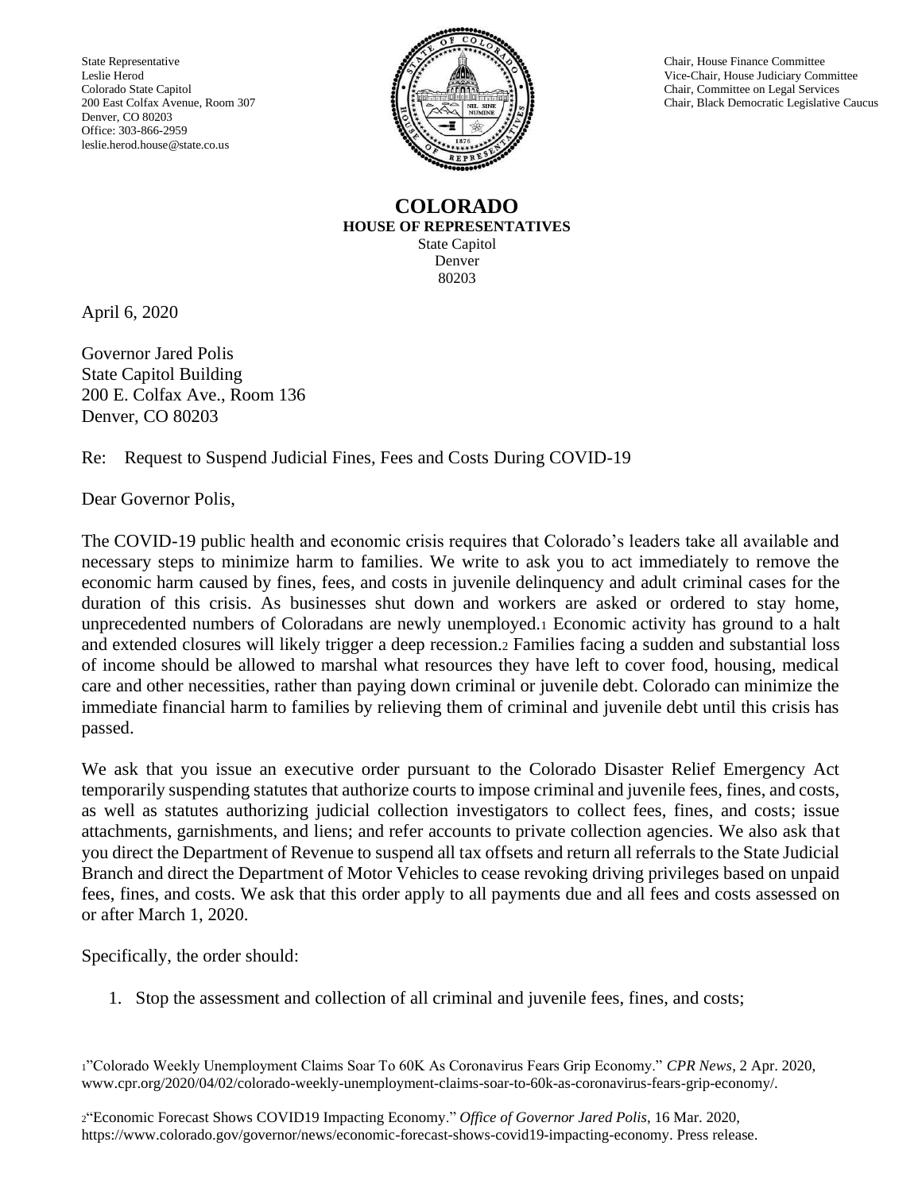State Representative
Leslie Herod
Colorado State Capitol
200 East Colfax Avenue, Room 307
Denver, CO 80203
Office: 303-866-2959
leslie.herod.house@state.co.us

Chair, House Finance Committee
Vice-Chair, House Judiciary Committee
Chair, Committee on Legal Services
Chair, Black Democratic Legislative Caucus

**COLORADO**
**HOUSE OF REPRESENTATIVES**
State Capitol
Denver
80203

April 6, 2020

Governor Jared Polis
State Capitol Building
200 E. Colfax Ave., Room 136
Denver, CO 80203

Re: Request to Suspend Judicial Fines, Fees and Costs During COVID-19

Dear Governor Polis,

The COVID-19 public health and economic crisis requires that Colorado's leaders take all available and necessary steps to minimize harm to families. We write to ask you to act immediately to remove the economic harm caused by fines, fees, and costs in juvenile delinquency and adult criminal cases for the duration of this crisis. As businesses shut down and workers are asked or ordered to stay home, unprecedented numbers of Coloradans are newly unemployed.[1] Economic activity has ground to a halt and extended closures will likely trigger a deep recession.[2] Families facing a sudden and substantial loss of income should be allowed to marshal what resources they have left to cover food, housing, medical care and other necessities, rather than paying down criminal or juvenile debt. Colorado can minimize the immediate financial harm to families by relieving them of criminal and juvenile debt until this crisis has passed.

We ask that you issue an executive order pursuant to the Colorado Disaster Relief Emergency Act temporarily suspending statutes that authorize courts to impose criminal and juvenile fees, fines, and costs, as well as statutes authorizing judicial collection investigators to collect fees, fines, and costs; issue attachments, garnishments, and liens; and refer accounts to private collection agencies. We also ask that you direct the Department of Revenue to suspend all tax offsets and return all referrals to the State Judicial Branch and direct the Department of Motor Vehicles to cease revoking driving privileges based on unpaid fees, fines, and costs. We ask that this order apply to all payments due and all fees and costs assessed on or after March 1, 2020.

Specifically, the order should:

1. Stop the assessment and collection of all criminal and juvenile fees, fines, and costs;

[1] "Colorado Weekly Unemployment Claims Soar To 60K As Coronavirus Fears Grip Economy." *CPR News*, 2 Apr. 2020, www.cpr.org/2020/04/02/colorado-weekly-unemployment-claims-soar-to-60k-as-coronavirus-fears-grip-economy/.

[2] "Economic Forecast Shows COVID19 Impacting Economy." *Office of Governor Jared Polis*, 16 Mar. 2020, https://www.colorado.gov/governor/news/economic-forecast-shows-covid19-impacting-economy. Press release.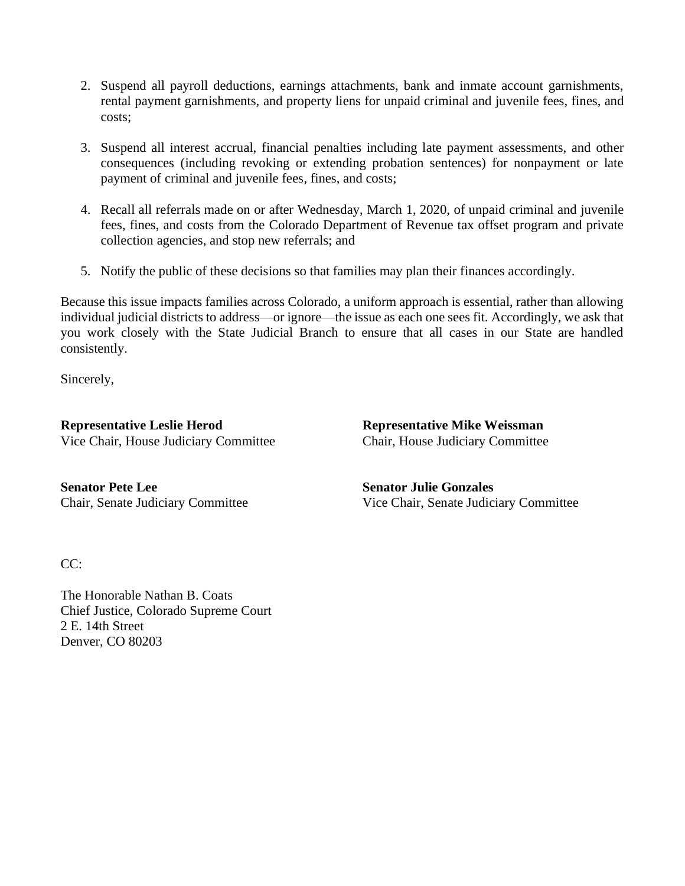2. Suspend all payroll deductions, earnings attachments, bank and inmate account garnishments, rental payment garnishments, and property liens for unpaid criminal and juvenile fees, fines, and costs;

3. Suspend all interest accrual, financial penalties including late payment assessments, and other consequences (including revoking or extending probation sentences) for nonpayment or late payment of criminal and juvenile fees, fines, and costs;

4. Recall all referrals made on or after Wednesday, March 1, 2020, of unpaid criminal and juvenile fees, fines, and costs from the Colorado Department of Revenue tax offset program and private collection agencies, and stop new referrals; and

5. Notify the public of these decisions so that families may plan their finances accordingly.

Because this issue impacts families across Colorado, a uniform approach is essential, rather than allowing individual judicial districts to address—or ignore—the issue as each one sees fit. Accordingly, we ask that you work closely with the State Judicial Branch to ensure that all cases in our State are handled consistently.

Sincerely,

**Representative Leslie Herod**
Vice Chair, House Judiciary Committee

**Representative Mike Weissman**
Chair, House Judiciary Committee

**Senator Pete Lee**
Chair, Senate Judiciary Committee

**Senator Julie Gonzales**
Vice Chair, Senate Judiciary Committee

CC:

The Honorable Nathan B. Coats
Chief Justice, Colorado Supreme Court
2 E. 14th Street
Denver, CO 80203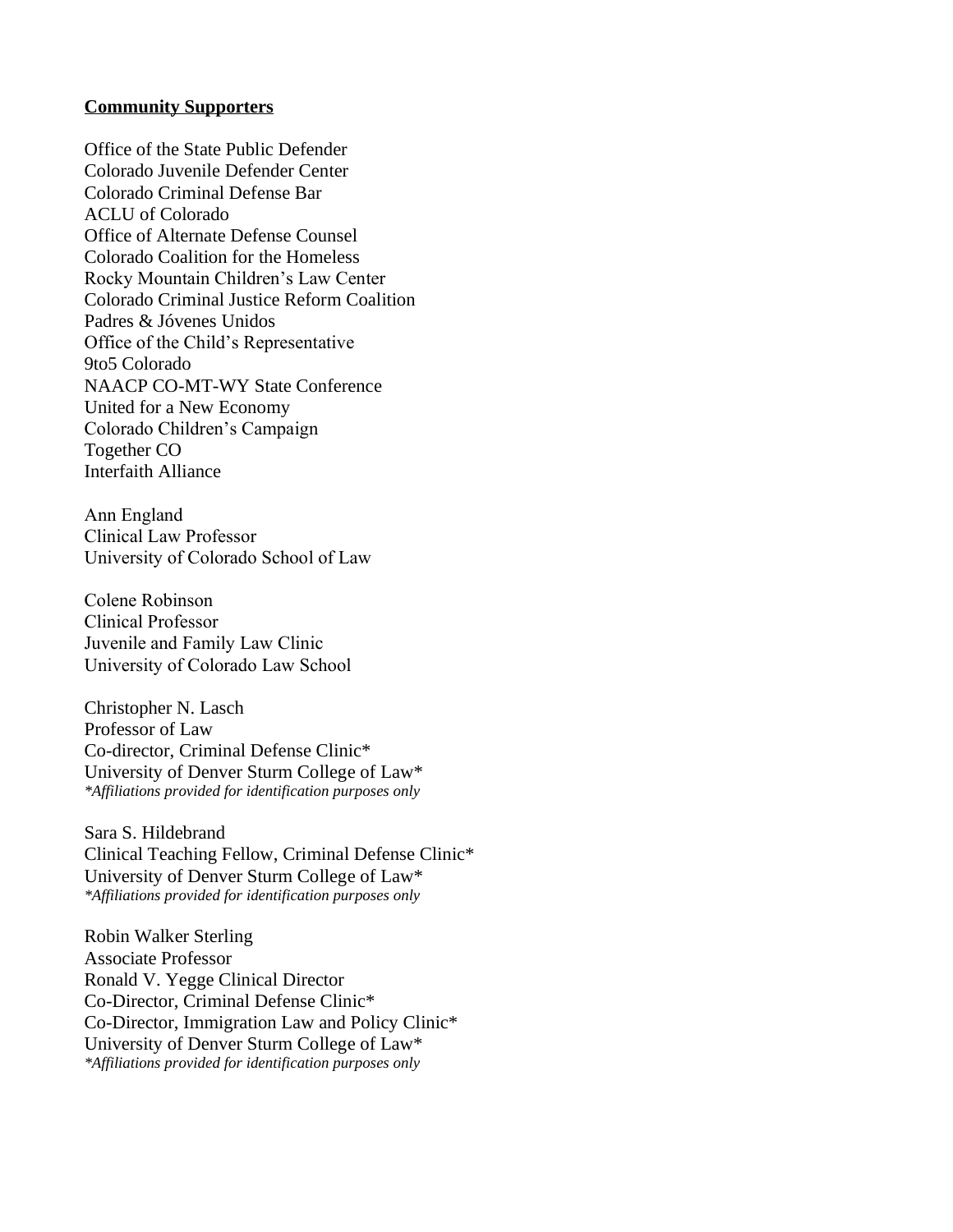**Community Supporters**

Office of the State Public Defender
Colorado Juvenile Defender Center
Colorado Criminal Defense Bar
ACLU of Colorado
Office of Alternate Defense Counsel
Colorado Coalition for the Homeless
Rocky Mountain Children's Law Center
Colorado Criminal Justice Reform Coalition
Padres & Jóvenes Unidos
Office of the Child's Representative
9to5 Colorado
NAACP CO-MT-WY State Conference
United for a New Economy
Colorado Children's Campaign
Together CO
Interfaith Alliance

Ann England
Clinical Law Professor
University of Colorado School of Law

Colene Robinson
Clinical Professor
Juvenile and Family Law Clinic
University of Colorado Law School

Christopher N. Lasch
Professor of Law
Co-director, Criminal Defense Clinic*
University of Denver Sturm College of Law*
*\*Affiliations provided for identification purposes only*

Sara S. Hildebrand
Clinical Teaching Fellow, Criminal Defense Clinic*
University of Denver Sturm College of Law*
*\*Affiliations provided for identification purposes only*

Robin Walker Sterling
Associate Professor
Ronald V. Yegge Clinical Director
Co-Director, Criminal Defense Clinic*
Co-Director, Immigration Law and Policy Clinic*
University of Denver Sturm College of Law*
*\*Affiliations provided for identification purposes only*